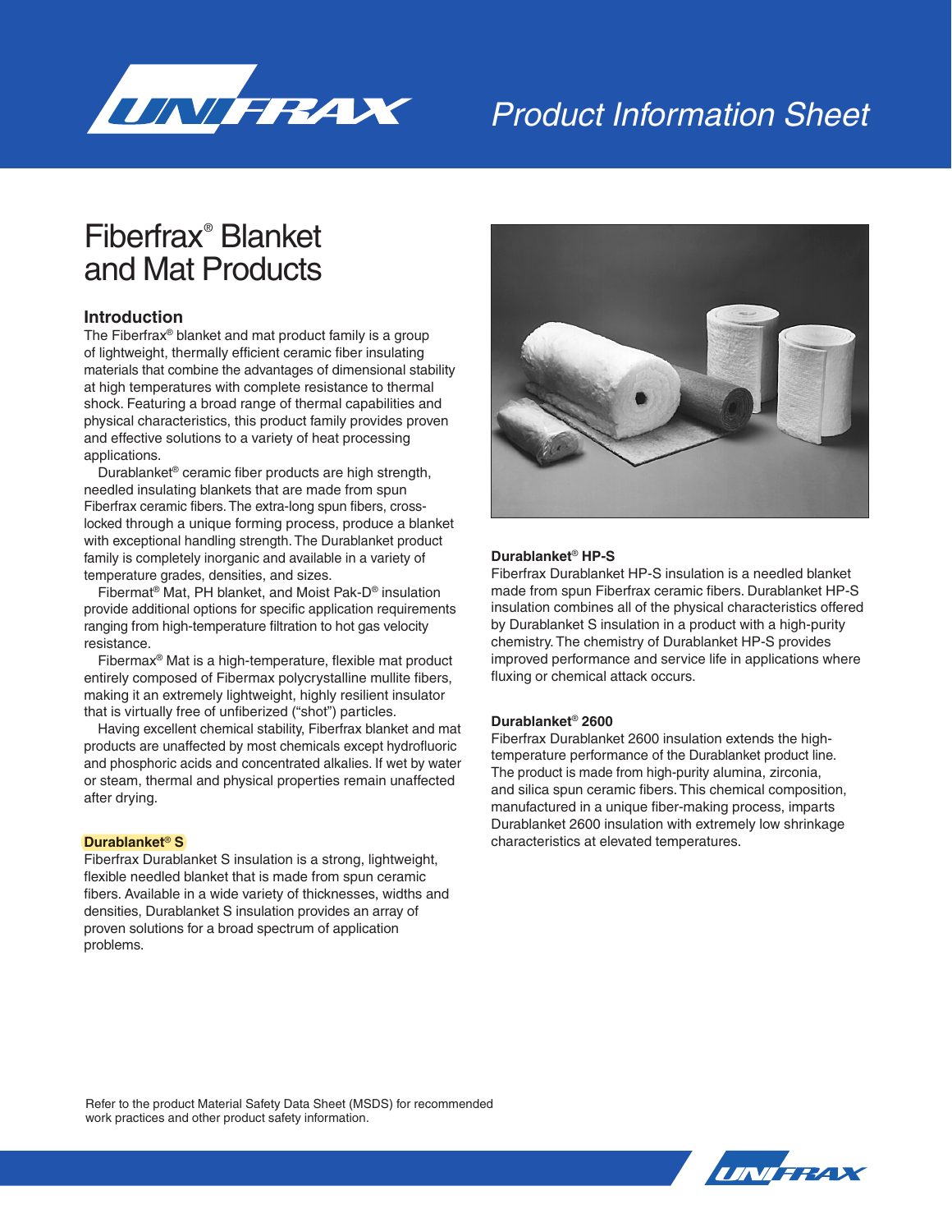# Product Information Sheet

# Fiberfrax® Blanket and Mat Products

## Introduction

The Fiberfrax® blanket and mat product family is a group of lightweight, thermally efficient ceramic fiber insulating materials that combine the advantages of dimensional stability at high temperatures with complete resistance to thermal shock. Featuring a broad range of thermal capabilities and physical characteristics, this product family provides proven and effective solutions to a variety of heat processing applications.

Durablanket® ceramic fiber products are high strength, needled insulating blankets that are made from spun Fiberfrax ceramic fibers. The extra-long spun fibers, cross-locked through a unique forming process, produce a blanket with exceptional handling strength. The Durablanket product family is completely inorganic and available in a variety of temperature grades, densities, and sizes.

Fibermat® Mat, PH blanket, and Moist Pak-D® insulation provide additional options for specific application requirements ranging from high-temperature filtration to hot gas velocity resistance.

Fibermax® Mat is a high-temperature, flexible mat product entirely composed of Fibermax polycrystalline mullite fibers, making it an extremely lightweight, highly resilient insulator that is virtually free of unfiberized ("shot") particles.

Having excellent chemical stability, Fiberfrax blanket and mat products are unaffected by most chemicals except hydrofluoric and phosphoric acids and concentrated alkalies. If wet by water or steam, thermal and physical properties remain unaffected after drying.

### Durablanket® S

Fiberfrax Durablanket S insulation is a strong, lightweight, flexible needled blanket that is made from spun ceramic fibers. Available in a wide variety of thicknesses, widths and densities, Durablanket S insulation provides an array of proven solutions for a broad spectrum of application problems.

### Durablanket® HP-S

Fiberfrax Durablanket HP-S insulation is a needled blanket made from spun Fiberfrax ceramic fibers. Durablanket HP-S insulation combines all of the physical characteristics offered by Durablanket S insulation in a product with a high-purity chemistry. The chemistry of Durablanket HP-S provides improved performance and service life in applications where fluxing or chemical attack occurs.

### Durablanket® 2600

Fiberfrax Durablanket 2600 insulation extends the high-temperature performance of the Durablanket product line. The product is made from high-purity alumina, zirconia, and silica spun ceramic fibers. This chemical composition, manufactured in a unique fiber-making process, imparts Durablanket 2600 insulation with extremely low shrinkage characteristics at elevated temperatures.

Refer to the product Material Safety Data Sheet (MSDS) for recommended work practices and other product safety information.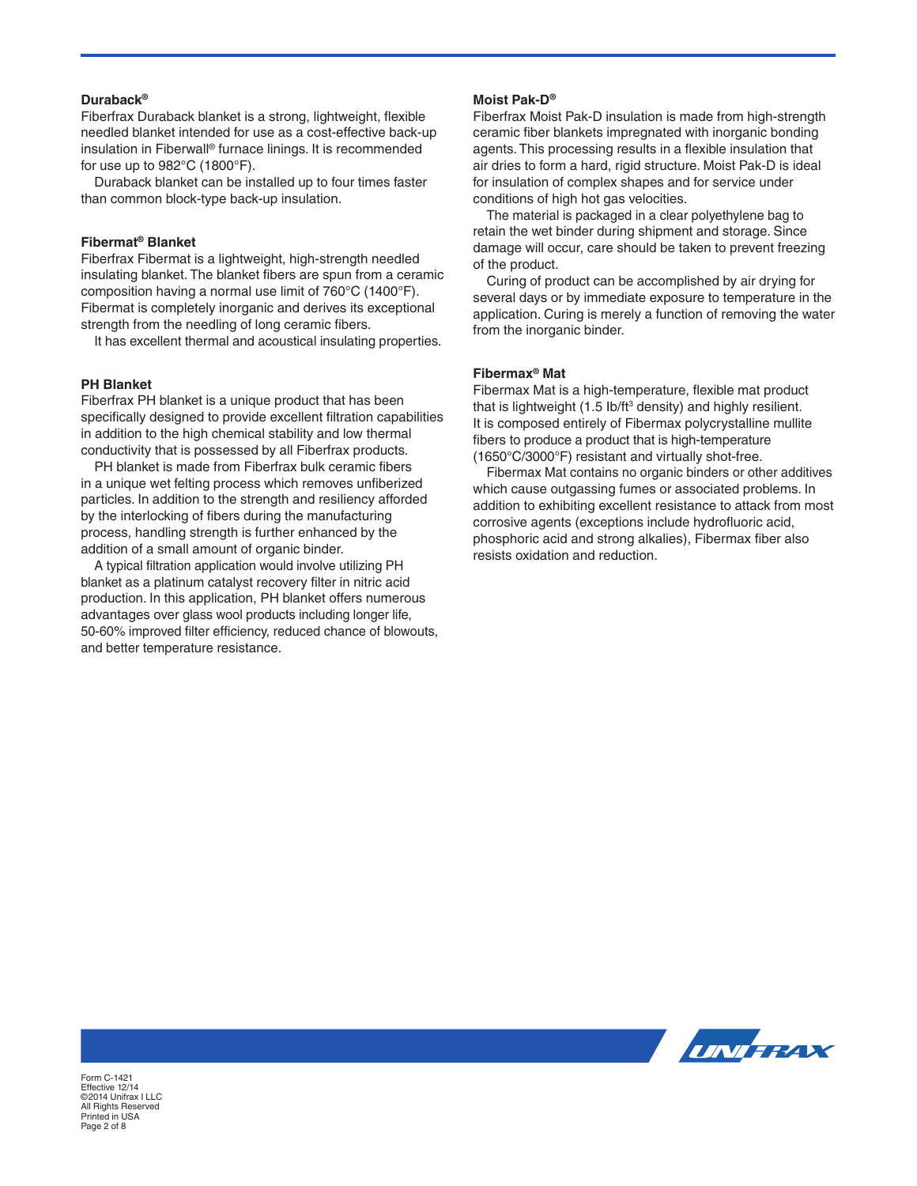### Duraback®

Fiberfrax Duraback blanket is a strong, lightweight, flexible needled blanket intended for use as a cost-effective back-up insulation in Fiberwall® furnace linings. It is recommended for use up to 982°C (1800°F).

Duraback blanket can be installed up to four times faster than common block-type back-up insulation.

### Fibermat® Blanket

Fiberfrax Fibermat is a lightweight, high-strength needled insulating blanket. The blanket fibers are spun from a ceramic composition having a normal use limit of 760°C (1400°F). Fibermat is completely inorganic and derives its exceptional strength from the needling of long ceramic fibers.

It has excellent thermal and acoustical insulating properties.

### PH Blanket

Fiberfrax PH blanket is a unique product that has been specifically designed to provide excellent filtration capabilities in addition to the high chemical stability and low thermal conductivity that is possessed by all Fiberfrax products.

PH blanket is made from Fiberfrax bulk ceramic fibers in a unique wet felting process which removes unfiberized particles. In addition to the strength and resiliency afforded by the interlocking of fibers during the manufacturing process, handling strength is further enhanced by the addition of a small amount of organic binder.

A typical filtration application would involve utilizing PH blanket as a platinum catalyst recovery filter in nitric acid production. In this application, PH blanket offers numerous advantages over glass wool products including longer life, 50-60% improved filter efficiency, reduced chance of blowouts, and better temperature resistance.

### Moist Pak-D®

Fiberfrax Moist Pak-D insulation is made from high-strength ceramic fiber blankets impregnated with inorganic bonding agents. This processing results in a flexible insulation that air dries to form a hard, rigid structure. Moist Pak-D is ideal for insulation of complex shapes and for service under conditions of high hot gas velocities.

The material is packaged in a clear polyethylene bag to retain the wet binder during shipment and storage. Since damage will occur, care should be taken to prevent freezing of the product.

Curing of product can be accomplished by air drying for several days or by immediate exposure to temperature in the application. Curing is merely a function of removing the water from the inorganic binder.

### Fibermax® Mat

Fibermax Mat is a high-temperature, flexible mat product that is lightweight (1.5 lb/ft$^3$ density) and highly resilient. It is composed entirely of Fibermax polycrystalline mullite fibers to produce a product that is high-temperature (1650°C/3000°F) resistant and virtually shot-free.

Fibermax Mat contains no organic binders or other additives which cause outgassing fumes or associated problems. In addition to exhibiting excellent resistance to attack from most corrosive agents (exceptions include hydrofluoric acid, phosphoric acid and strong alkalies), Fibermax fiber also resists oxidation and reduction.

Form C-1421
Effective 12/14
©2014 Unifrax I LLC
All Rights Reserved
Printed in USA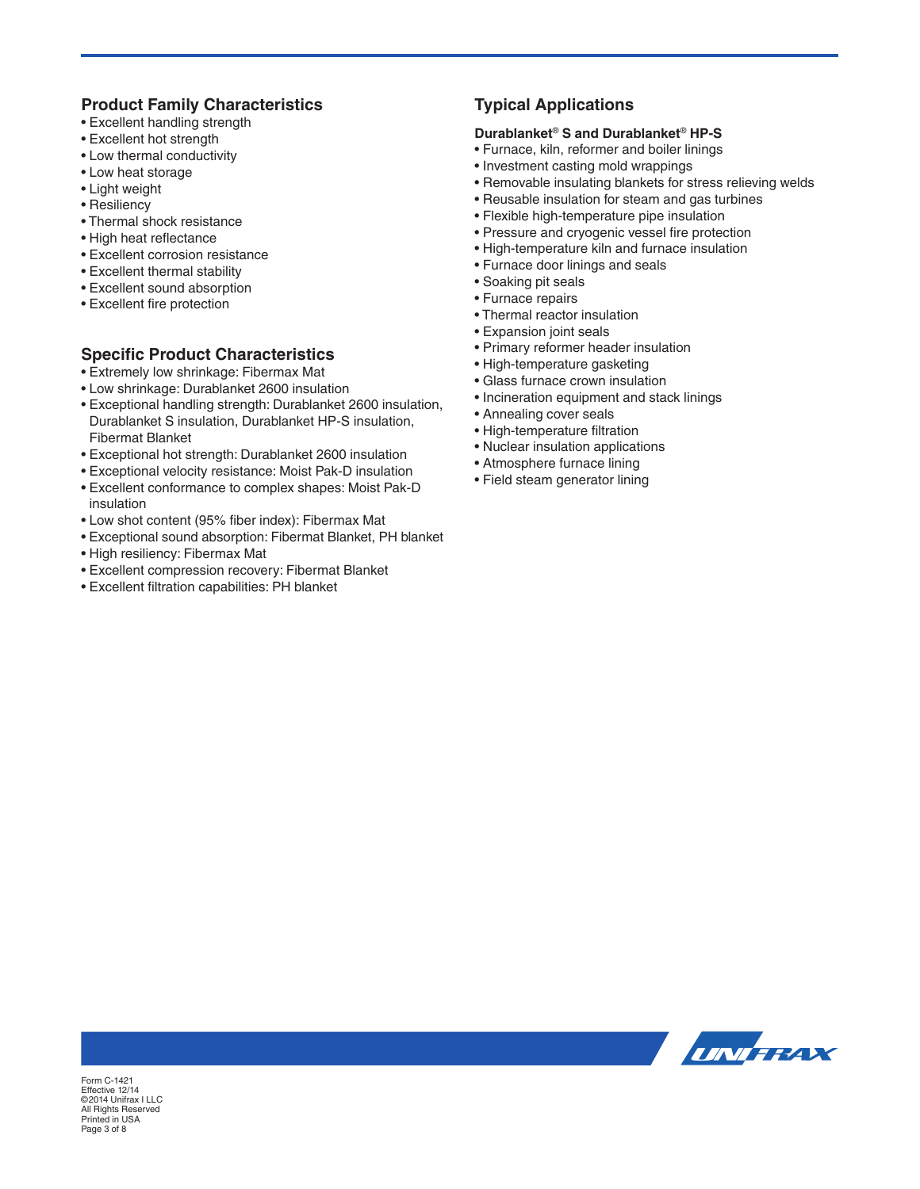## Product Family Characteristics

- Excellent handling strength
- Excellent hot strength
- Low thermal conductivity
- Low heat storage
- Light weight
- Resiliency
- Thermal shock resistance
- High heat reflectance
- Excellent corrosion resistance
- Excellent thermal stability
- Excellent sound absorption
- Excellent fire protection

## Specific Product Characteristics

- Extremely low shrinkage: Fibermax Mat
- Low shrinkage: Durablanket 2600 insulation
- Exceptional handling strength: Durablanket 2600 insulation, Durablanket S insulation, Durablanket HP-S insulation, Fibermat Blanket
- Exceptional hot strength: Durablanket 2600 insulation
- Exceptional velocity resistance: Moist Pak-D insulation
- Excellent conformance to complex shapes: Moist Pak-D insulation
- Low shot content (95% fiber index): Fibermax Mat
- Exceptional sound absorption: Fibermat Blanket, PH blanket
- High resiliency: Fibermax Mat
- Excellent compression recovery: Fibermat Blanket
- Excellent filtration capabilities: PH blanket

## Typical Applications

### Durablanket® S and Durablanket® HP-S

- Furnace, kiln, reformer and boiler linings
- Investment casting mold wrappings
- Removable insulating blankets for stress relieving welds
- Reusable insulation for steam and gas turbines
- Flexible high-temperature pipe insulation
- Pressure and cryogenic vessel fire protection
- High-temperature kiln and furnace insulation
- Furnace door linings and seals
- Soaking pit seals
- Furnace repairs
- Thermal reactor insulation
- Expansion joint seals
- Primary reformer header insulation
- High-temperature gasketing
- Glass furnace crown insulation
- Incineration equipment and stack linings
- Annealing cover seals
- High-temperature filtration
- Nuclear insulation applications
- Atmosphere furnace lining
- Field steam generator lining

Form C-1421
Effective 12/14
©2014 Unifrax I LLC
All Rights Reserved
Printed in USA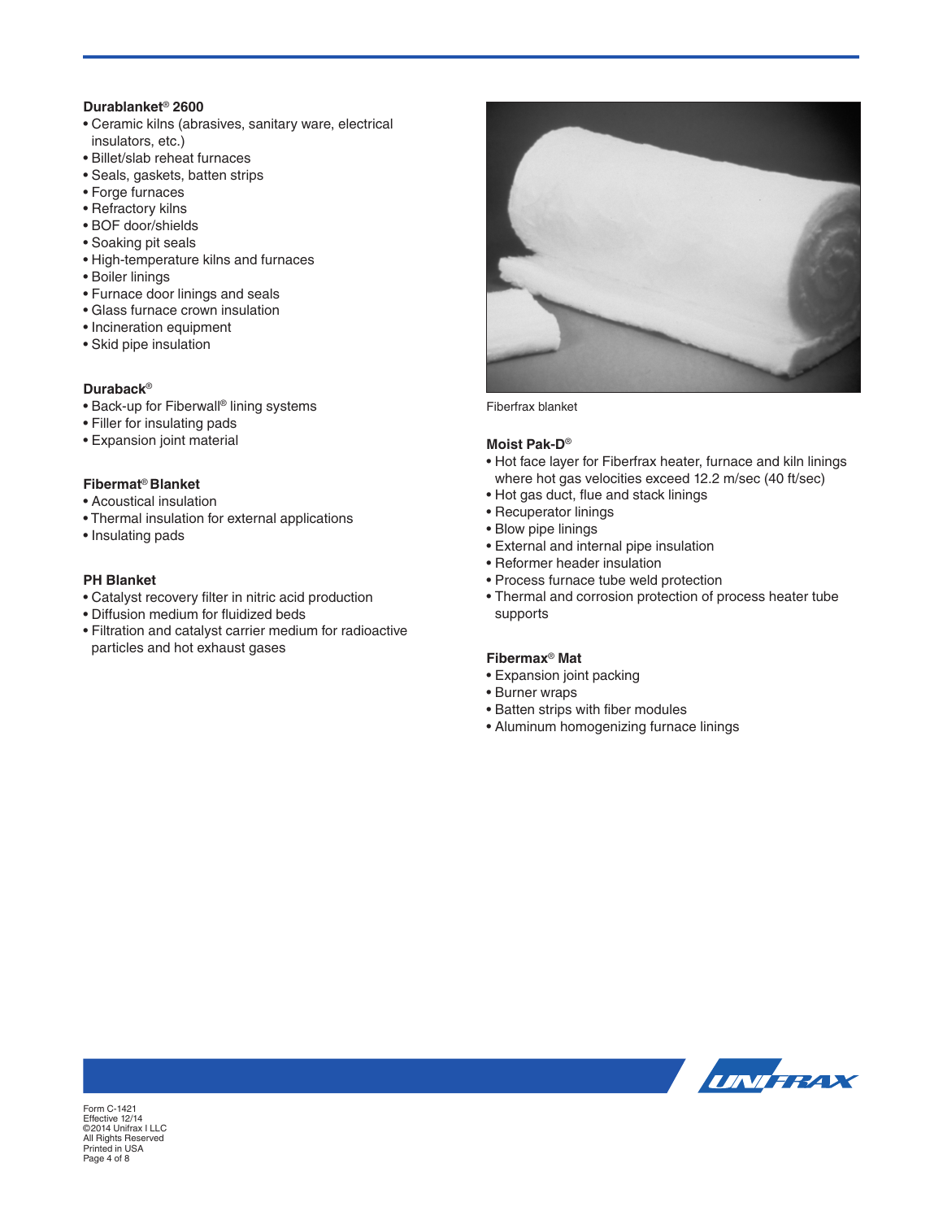**Durablanket® 2600**

- Ceramic kilns (abrasives, sanitary ware, electrical insulators, etc.)
- Billet/slab reheat furnaces
- Seals, gaskets, batten strips
- Forge furnaces
- Refractory kilns
- BOF door/shields
- Soaking pit seals
- High-temperature kilns and furnaces
- Boiler linings
- Furnace door linings and seals
- Glass furnace crown insulation
- Incineration equipment
- Skid pipe insulation

**Duraback®**

- Back-up for Fiberwall® lining systems
- Filler for insulating pads
- Expansion joint material

**Fibermat® Blanket**

- Acoustical insulation
- Thermal insulation for external applications
- Insulating pads

**PH Blanket**

- Catalyst recovery filter in nitric acid production
- Diffusion medium for fluidized beds
- Filtration and catalyst carrier medium for radioactive particles and hot exhaust gases

Fiberfrax blanket

**Moist Pak-D®**

- Hot face layer for Fiberfrax heater, furnace and kiln linings where hot gas velocities exceed 12.2 m/sec (40 ft/sec)
- Hot gas duct, flue and stack linings
- Recuperator linings
- Blow pipe linings
- External and internal pipe insulation
- Reformer header insulation
- Process furnace tube weld protection
- Thermal and corrosion protection of process heater tube supports

**Fibermax® Mat**

- Expansion joint packing
- Burner wraps
- Batten strips with fiber modules
- Aluminum homogenizing furnace linings

Form C-1421
Effective 12/14
©2014 Unifrax I LLC
All Rights Reserved
Printed in USA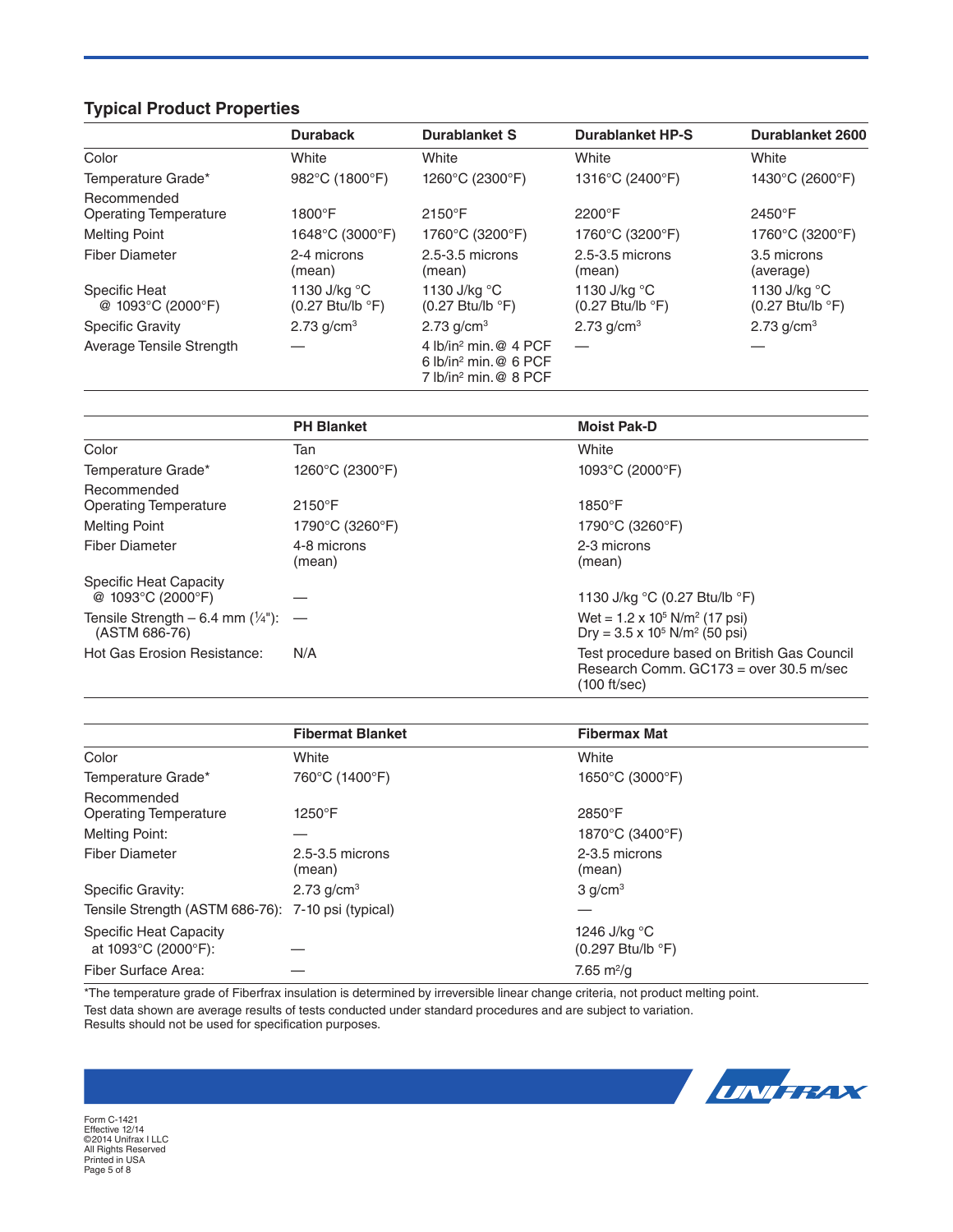## Typical Product Properties

| | Duraback | Durablanket S | Durablanket HP-S | Durablanket 2600 |
|---|---|---|---|---|
| Color | White | White | White | White |
| Temperature Grade* | 982°C (1800°F) | 1260°C (2300°F) | 1316°C (2400°F) | 1430°C (2600°F) |
| Recommended Operating Temperature | 1800°F | 2150°F | 2200°F | 2450°F |
| Melting Point | 1648°C (3000°F) | 1760°C (3200°F) | 1760°C (3200°F) | 1760°C (3200°F) |
| Fiber Diameter | 2-4 microns (mean) | 2.5-3.5 microns (mean) | 2.5-3.5 microns (mean) | 3.5 microns (average) |
| Specific Heat @ 1093°C (2000°F) | 1130 J/kg °C (0.27 Btu/lb °F) | 1130 J/kg °C (0.27 Btu/lb °F) | 1130 J/kg °C (0.27 Btu/lb °F) | 1130 J/kg °C (0.27 Btu/lb °F) |
| Specific Gravity | 2.73 g/cm$^3$ | 2.73 g/cm$^3$ | 2.73 g/cm$^3$ | 2.73 g/cm$^3$ |
| Average Tensile Strength | — | 4 lb/in$^2$ min. @ 4 PCF<br>6 lb/in$^2$ min. @ 6 PCF<br>7 lb/in$^2$ min. @ 8 PCF | — | — |

| | PH Blanket | Moist Pak-D |
|---|---|---|
| Color | Tan | White |
| Temperature Grade* | 1260°C (2300°F) | 1093°C (2000°F) |
| Recommended Operating Temperature | 2150°F | 1850°F |
| Melting Point | 1790°C (3260°F) | 1790°C (3260°F) |
| Fiber Diameter | 4-8 microns (mean) | 2-3 microns (mean) |
| Specific Heat Capacity @ 1093°C (2000°F) | — | 1130 J/kg °C (0.27 Btu/lb °F) |
| Tensile Strength – 6.4 mm (¼"): (ASTM 686-76) | — | Wet = $1.2 \times 10^5$ N/m$^2$ (17 psi)<br>Dry = $3.5 \times 10^5$ N/m$^2$ (50 psi) |
| Hot Gas Erosion Resistance: | N/A | Test procedure based on British Gas Council Research Comm. GC173 = over 30.5 m/sec (100 ft/sec) |

| | Fibermat Blanket | Fibermax Mat |
|---|---|---|
| Color | White | White |
| Temperature Grade* | 760°C (1400°F) | 1650°C (3000°F) |
| Recommended Operating Temperature | 1250°F | 2850°F |
| Melting Point: | — | 1870°C (3400°F) |
| Fiber Diameter | 2.5-3.5 microns (mean) | 2-3.5 microns (mean) |
| Specific Gravity: | 2.73 g/cm$^3$ | 3 g/cm$^3$ |
| Tensile Strength (ASTM 686-76): | 7-10 psi (typical) | — |
| Specific Heat Capacity at 1093°C (2000°F): | — | 1246 J/kg °C (0.297 Btu/lb °F) |
| Fiber Surface Area: | — | 7.65 m$^2$/g |

*The temperature grade of Fiberfrax insulation is determined by irreversible linear change criteria, not product melting point.

Test data shown are average results of tests conducted under standard procedures and are subject to variation. Results should not be used for specification purposes.

Form C-1421
Effective 12/14
©2014 Unifrax I LLC
All Rights Reserved
Printed in USA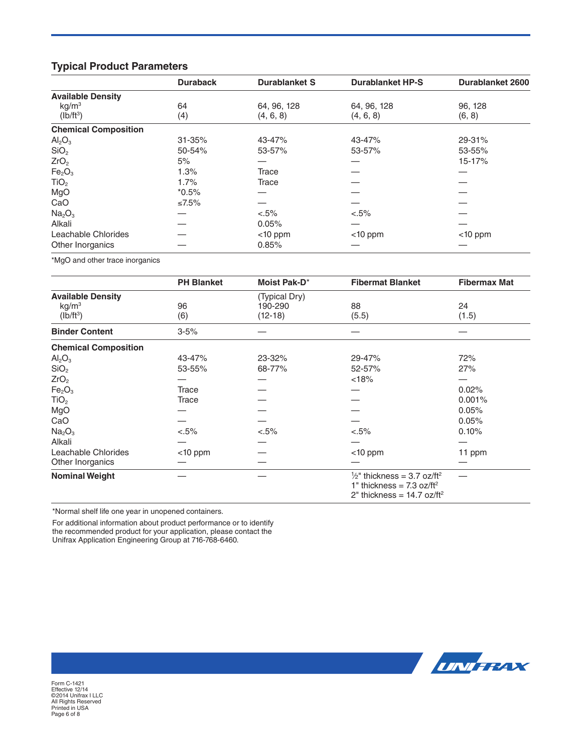## Typical Product Parameters

| | Duraback | Durablanket S | Durablanket HP-S | Durablanket 2600 |
|---|---|---|---|---|
| **Available Density** | | | | |
| kg/m$^3$ | 64 | 64, 96, 128 | 64, 96, 128 | 96, 128 |
| (lb/ft$^3$) | (4) | (4, 6, 8) | (4, 6, 8) | (6, 8) |
| **Chemical Composition** | | | | |
| $Al_2O_3$ | 31-35% | 43-47% | 43-47% | 29-31% |
| $SiO_2$ | 50-54% | 53-57% | 53-57% | 53-55% |
| $ZrO_2$ | 5% | — | — | 15-17% |
| $Fe_2O_3$ | 1.3% | Trace | — | — |
| $TiO_2$ | 1.7% | Trace | — | — |
| MgO | *0.5% | — | — | — |
| CaO | ≤7.5% | — | — | — |
| $Na_2O_3$ | — | <.5% | <.5% | — |
| Alkali | — | 0.05% | — | — |
| Leachable Chlorides | — | <10 ppm | <10 ppm | <10 ppm |
| Other Inorganics | — | 0.85% | — | — |

*MgO and other trace inorganics

| | PH Blanket | Moist Pak-D* | Fibermat Blanket | Fibermax Mat |
|---|---|---|---|---|
| **Available Density** | | (Typical Dry) | | |
| kg/m$^3$ | 96 | 190-290 | 88 | 24 |
| (lb/ft$^3$) | (6) | (12-18) | (5.5) | (1.5) |
| **Binder Content** | 3-5% | — | — | — |
| **Chemical Composition** | | | | |
| $Al_2O_3$ | 43-47% | 23-32% | 29-47% | 72% |
| $SiO_2$ | 53-55% | 68-77% | 52-57% | 27% |
| $ZrO_2$ | — | — | <18% | — |
| $Fe_2O_3$ | Trace | — | — | 0.02% |
| $TiO_2$ | Trace | — | — | 0.001% |
| MgO | — | — | — | 0.05% |
| CaO | — | — | — | 0.05% |
| $Na_2O_3$ | <.5% | <.5% | <.5% | 0.10% |
| Alkali | — | — | — | — |
| Leachable Chlorides | <10 ppm | — | <10 ppm | 11 ppm |
| Other Inorganics | — | — | — | — |
| **Nominal Weight** | — | — | ½" thickness = 3.7 oz/ft$^2$<br>1" thickness = 7.3 oz/ft$^2$<br>2" thickness = 14.7 oz/ft$^2$ | — |

*Normal shelf life one year in unopened containers.

For additional information about product performance or to identify the recommended product for your application, please contact the Unifrax Application Engineering Group at 716-768-6460.

Form C-1421
Effective 12/14
©2014 Unifrax I LLC
All Rights Reserved
Printed in USA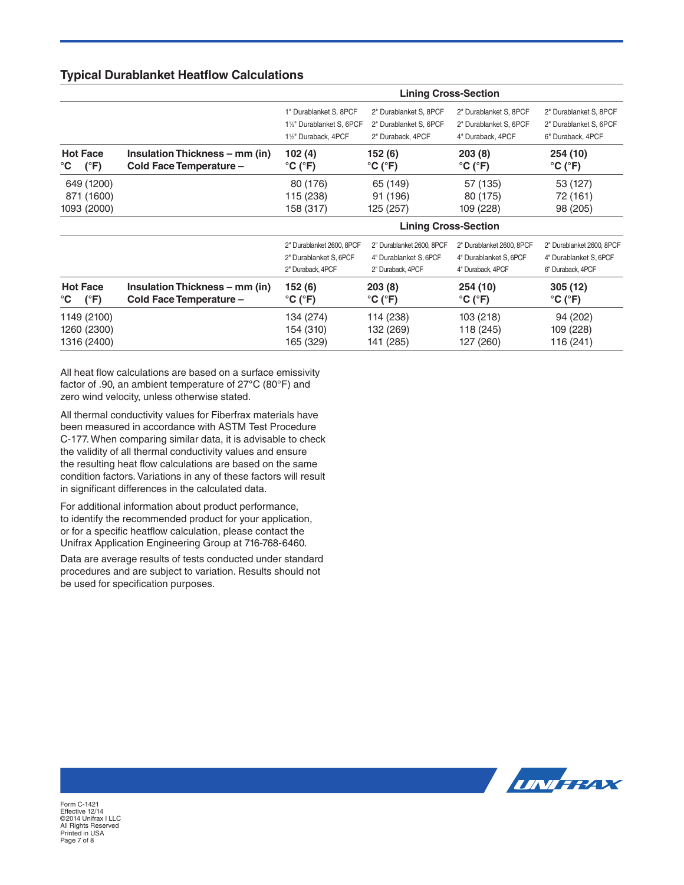## Typical Durablanket Heatflow Calculations

| | | Lining Cross-Section | | | |
|---|---|---|---|---|---|
| | | 1" Durablanket S, 8PCF<br>1½" Durablanket S, 6PCF<br>1½" Duraback, 4PCF | 2" Durablanket S, 8PCF<br>2" Durablanket S, 6PCF<br>2" Duraback, 4PCF | 2" Durablanket S, 8PCF<br>2" Durablanket S, 6PCF<br>4" Duraback, 4PCF | 2" Durablanket S, 8PCF<br>2" Durablanket S, 6PCF<br>6" Duraback, 4PCF |
| **Hot Face °C (°F)** | **Insulation Thickness – mm (in)<br>Cold Face Temperature –** | **102 (4)<br>°C (°F)** | **152 (6)<br>°C (°F)** | **203 (8)<br>°C (°F)** | **254 (10)<br>°C (°F)** |
| 649 (1200) | | 80 (176) | 65 (149) | 57 (135) | 53 (127) |
| 871 (1600) | | 115 (238) | 91 (196) | 80 (175) | 72 (161) |
| 1093 (2000) | | 158 (317) | 125 (257) | 109 (228) | 98 (205) |

| | | Lining Cross-Section | | | |
|---|---|---|---|---|---|
| | | 2" Durablanket 2600, 8PCF<br>2" Durablanket S, 6PCF<br>2" Duraback, 4PCF | 2" Durablanket 2600, 8PCF<br>4" Durablanket S, 6PCF<br>2" Duraback, 4PCF | 2" Durablanket 2600, 8PCF<br>4" Durablanket S, 6PCF<br>4" Duraback, 4PCF | 2" Durablanket 2600, 8PCF<br>4" Durablanket S, 6PCF<br>6" Duraback, 4PCF |
| **Hot Face °C (°F)** | **Insulation Thickness – mm (in)<br>Cold Face Temperature –** | **152 (6)<br>°C (°F)** | **203 (8)<br>°C (°F)** | **254 (10)<br>°C (°F)** | **305 (12)<br>°C (°F)** |
| 1149 (2100) | | 134 (274) | 114 (238) | 103 (218) | 94 (202) |
| 1260 (2300) | | 154 (310) | 132 (269) | 118 (245) | 109 (228) |
| 1316 (2400) | | 165 (329) | 141 (285) | 127 (260) | 116 (241) |

All heat flow calculations are based on a surface emissivity factor of .90, an ambient temperature of 27°C (80°F) and zero wind velocity, unless otherwise stated.

All thermal conductivity values for Fiberfrax materials have been measured in accordance with ASTM Test Procedure C-177. When comparing similar data, it is advisable to check the validity of all thermal conductivity values and ensure the resulting heat flow calculations are based on the same condition factors. Variations in any of these factors will result in significant differences in the calculated data.

For additional information about product performance, to identify the recommended product for your application, or for a specific heatflow calculation, please contact the Unifrax Application Engineering Group at 716-768-6460.

Data are average results of tests conducted under standard procedures and are subject to variation. Results should not be used for specification purposes.

Form C-1421
Effective 12/14
©2014 Unifrax I LLC
All Rights Reserved
Printed in USA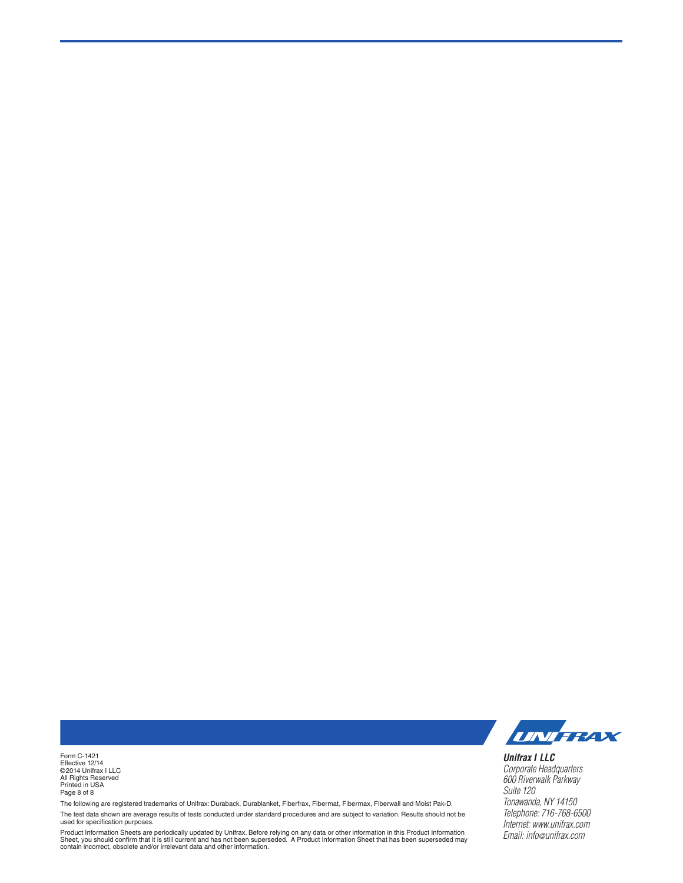Form C-1421
Effective 12/14
©2014 Unifrax I LLC
All Rights Reserved
Printed in USA

The following are registered trademarks of Unifrax: Duraback, Durablanket, Fiberfrax, Fibermat, Fibermax, Fiberwall and Moist Pak-D.

The test data shown are average results of tests conducted under standard procedures and are subject to variation. Results should not be used for specification purposes.

Product Information Sheets are periodically updated by Unifrax. Before relying on any data or other information in this Product Information Sheet, you should confirm that it is still current and has not been superseded. A Product Information Sheet that has been superseded may contain incorrect, obsolete and/or irrelevant data and other information.

UNIFRAX

***Unifrax I LLC***
*Corporate Headquarters*
*600 Riverwalk Parkway*
*Suite 120*
*Tonawanda, NY 14150*
*Telephone: 716-768-6500*
*Internet: www.unifrax.com*
*Email: info@unifrax.com*